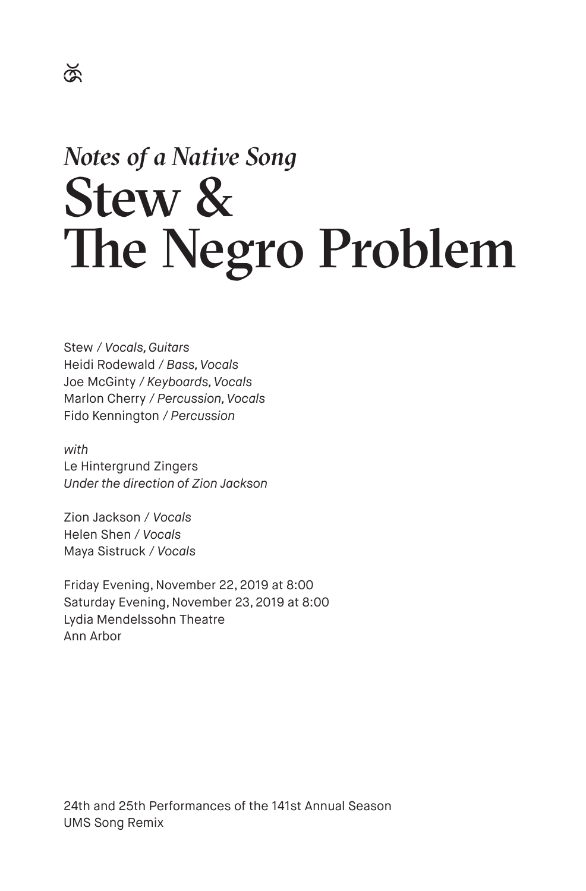*Notes of a Native Song*

# Stew & The Negro Problem

Stew / *Vocals, Guitars*
Heidi Rodewald / *Bass, Vocals*
Joe McGinty / *Keyboards, Vocals*
Marlon Cherry / *Percussion, Vocals*
Fido Kennington / *Percussion*

*with*
Le Hintergrund Zingers
*Under the direction of Zion Jackson*

Zion Jackson / *Vocals*
Helen Shen / *Vocals*
Maya Sistruck / *Vocals*

Friday Evening, November 22, 2019 at 8:00
Saturday Evening, November 23, 2019 at 8:00
Lydia Mendelssohn Theatre
Ann Arbor

24th and 25th Performances of the 141st Annual Season
UMS Song Remix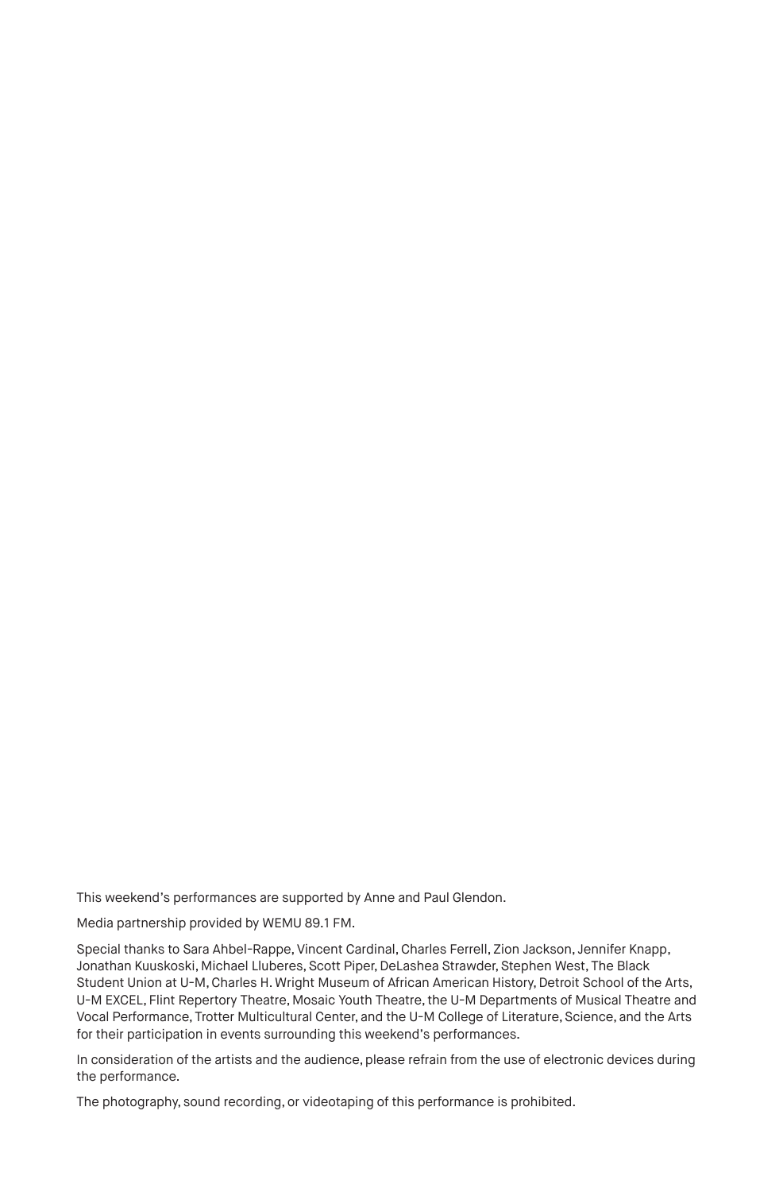This weekend's performances are supported by Anne and Paul Glendon.

Media partnership provided by WEMU 89.1 FM.

Special thanks to Sara Ahbel-Rappe, Vincent Cardinal, Charles Ferrell, Zion Jackson, Jennifer Knapp, Jonathan Kuuskoski, Michael Lluberes, Scott Piper, DeLashea Strawder, Stephen West, The Black Student Union at U-M, Charles H. Wright Museum of African American History, Detroit School of the Arts, U-M EXCEL, Flint Repertory Theatre, Mosaic Youth Theatre, the U-M Departments of Musical Theatre and Vocal Performance, Trotter Multicultural Center, and the U-M College of Literature, Science, and the Arts for their participation in events surrounding this weekend's performances.

In consideration of the artists and the audience, please refrain from the use of electronic devices during the performance.

The photography, sound recording, or videotaping of this performance is prohibited.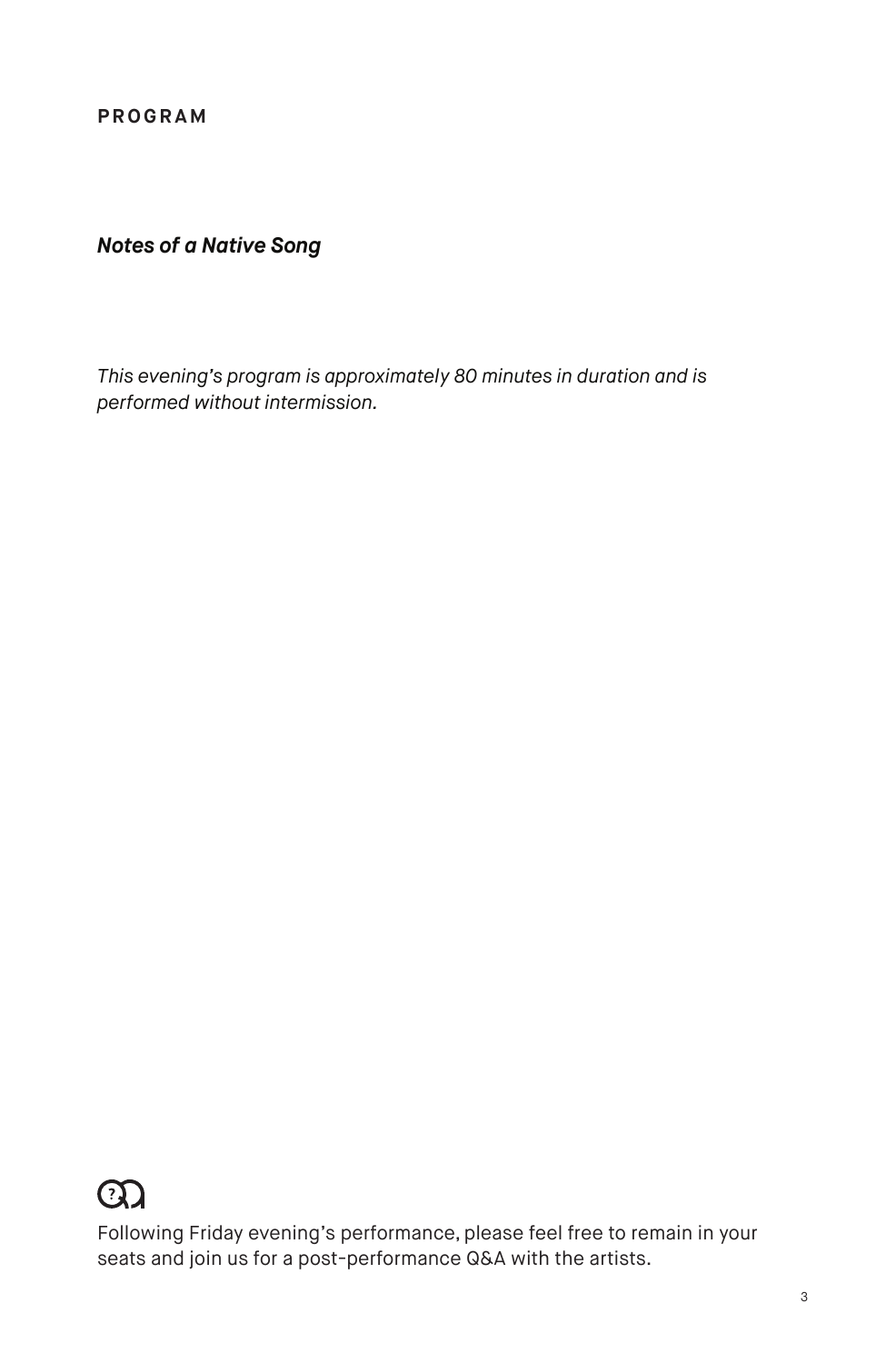**PROGRAM**

***Notes of a Native Song***

*This evening's program is approximately 80 minutes in duration and is performed without intermission.*

Following Friday evening's performance, please feel free to remain in your seats and join us for a post-performance Q&A with the artists.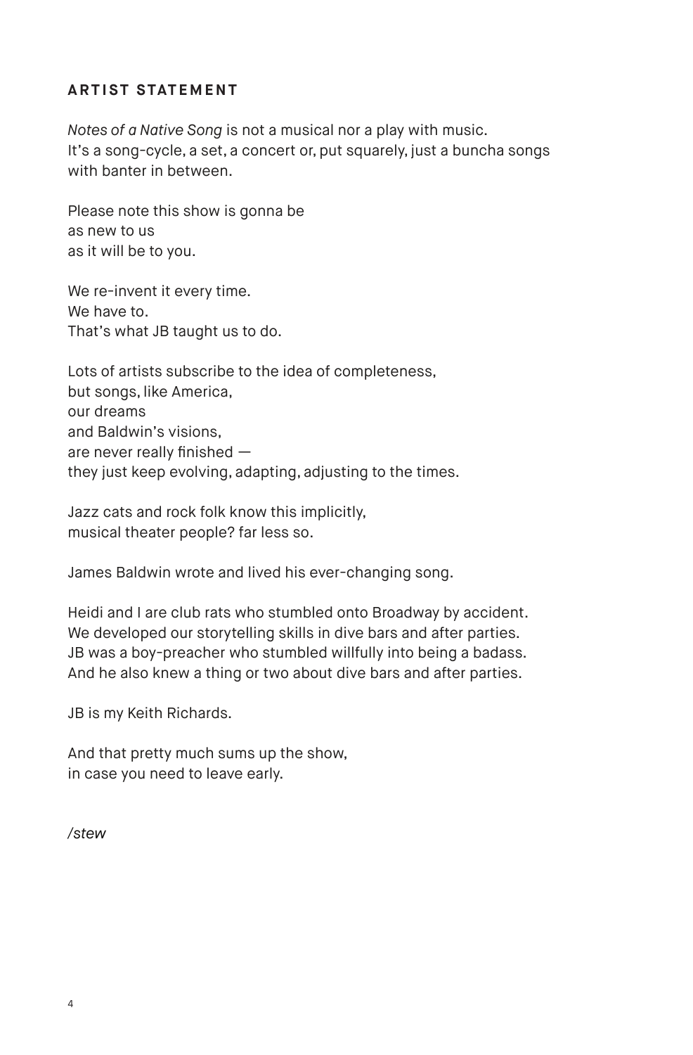## ARTIST STATEMENT

*Notes of a Native Song* is not a musical nor a play with music.
It's a song-cycle, a set, a concert or, put squarely, just a buncha songs with banter in between.

Please note this show is gonna be
as new to us
as it will be to you.

We re-invent it every time.
We have to.
That's what JB taught us to do.

Lots of artists subscribe to the idea of completeness,
but songs, like America,
our dreams
and Baldwin's visions,
are never really finished —
they just keep evolving, adapting, adjusting to the times.

Jazz cats and rock folk know this implicitly,
musical theater people? far less so.

James Baldwin wrote and lived his ever-changing song.

Heidi and I are club rats who stumbled onto Broadway by accident.
We developed our storytelling skills in dive bars and after parties.
JB was a boy-preacher who stumbled willfully into being a badass.
And he also knew a thing or two about dive bars and after parties.

JB is my Keith Richards.

And that pretty much sums up the show,
in case you need to leave early.

*/stew*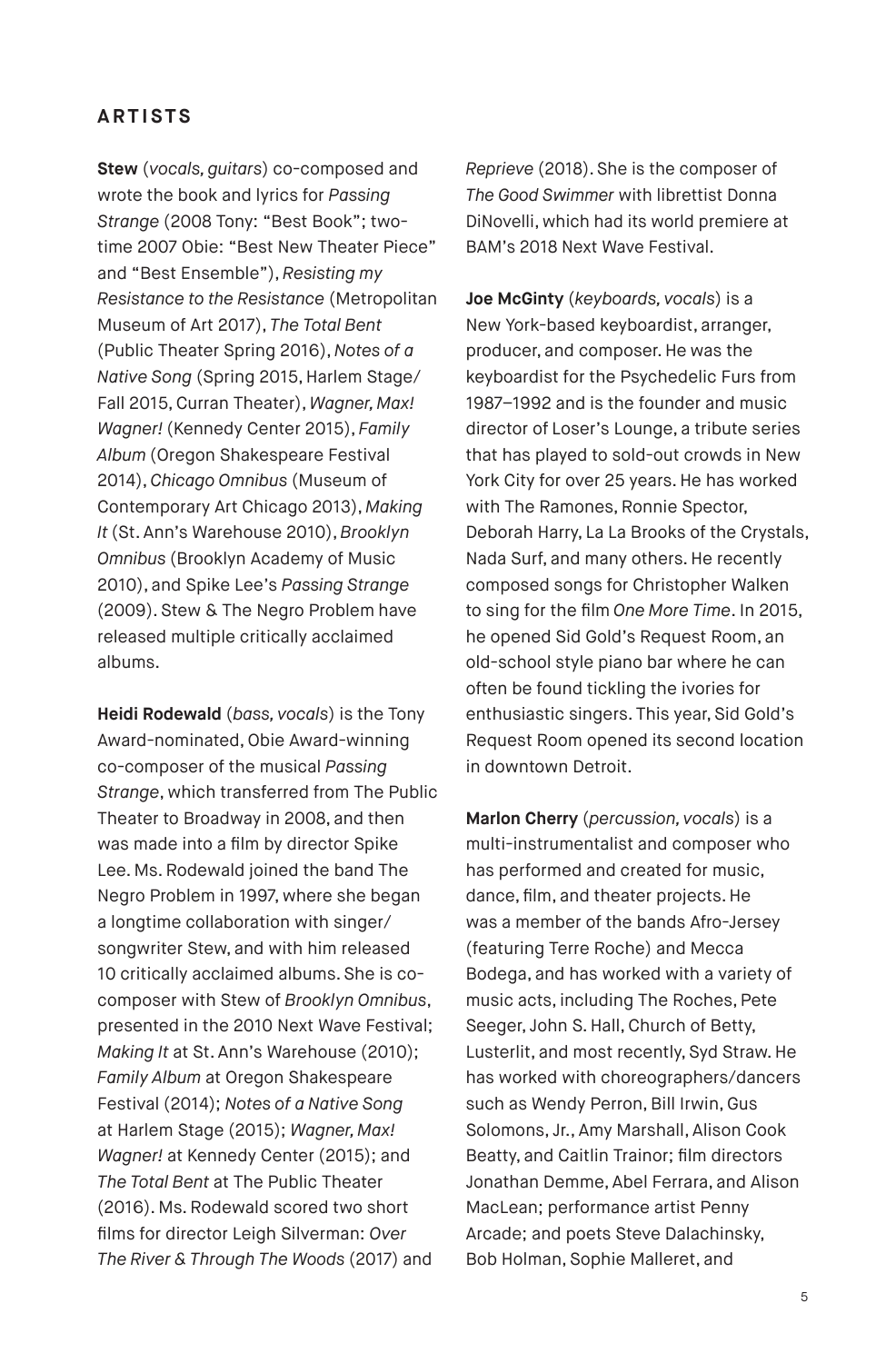## ARTISTS

**Stew** (*vocals, guitars*) co-composed and wrote the book and lyrics for *Passing Strange* (2008 Tony: "Best Book"; two-time 2007 Obie: "Best New Theater Piece" and "Best Ensemble"), *Resisting my Resistance to the Resistance* (Metropolitan Museum of Art 2017), *The Total Bent* (Public Theater Spring 2016), *Notes of a Native Song* (Spring 2015, Harlem Stage/ Fall 2015, Curran Theater), *Wagner, Max! Wagner!* (Kennedy Center 2015), *Family Album* (Oregon Shakespeare Festival 2014), *Chicago Omnibus* (Museum of Contemporary Art Chicago 2013), *Making It* (St. Ann's Warehouse 2010), *Brooklyn Omnibus* (Brooklyn Academy of Music 2010), and Spike Lee's *Passing Strange* (2009). Stew & The Negro Problem have released multiple critically acclaimed albums.

**Heidi Rodewald** (*bass, vocals*) is the Tony Award-nominated, Obie Award-winning co-composer of the musical *Passing Strange*, which transferred from The Public Theater to Broadway in 2008, and then was made into a film by director Spike Lee. Ms. Rodewald joined the band The Negro Problem in 1997, where she began a longtime collaboration with singer/ songwriter Stew, and with him released 10 critically acclaimed albums. She is co-composer with Stew of *Brooklyn Omnibus*, presented in the 2010 Next Wave Festival; *Making It* at St. Ann's Warehouse (2010); *Family Album* at Oregon Shakespeare Festival (2014); *Notes of a Native Song* at Harlem Stage (2015); *Wagner, Max! Wagner!* at Kennedy Center (2015); and *The Total Bent* at The Public Theater (2016). Ms. Rodewald scored two short films for director Leigh Silverman: *Over The River & Through The Woods* (2017) and *Reprieve* (2018). She is the composer of *The Good Swimmer* with librettist Donna DiNovelli, which had its world premiere at BAM's 2018 Next Wave Festival.

**Joe McGinty** (*keyboards, vocals*) is a New York-based keyboardist, arranger, producer, and composer. He was the keyboardist for the Psychedelic Furs from 1987–1992 and is the founder and music director of Loser's Lounge, a tribute series that has played to sold-out crowds in New York City for over 25 years. He has worked with The Ramones, Ronnie Spector, Deborah Harry, La La Brooks of the Crystals, Nada Surf, and many others. He recently composed songs for Christopher Walken to sing for the film *One More Time*. In 2015, he opened Sid Gold's Request Room, an old-school style piano bar where he can often be found tickling the ivories for enthusiastic singers. This year, Sid Gold's Request Room opened its second location in downtown Detroit.

**Marlon Cherry** (*percussion, vocals*) is a multi-instrumentalist and composer who has performed and created for music, dance, film, and theater projects. He was a member of the bands Afro-Jersey (featuring Terre Roche) and Mecca Bodega, and has worked with a variety of music acts, including The Roches, Pete Seeger, John S. Hall, Church of Betty, Lusterlit, and most recently, Syd Straw. He has worked with choreographers/dancers such as Wendy Perron, Bill Irwin, Gus Solomons, Jr., Amy Marshall, Alison Cook Beatty, and Caitlin Trainor; film directors Jonathan Demme, Abel Ferrara, and Alison MacLean; performance artist Penny Arcade; and poets Steve Dalachinsky, Bob Holman, Sophie Malleret, and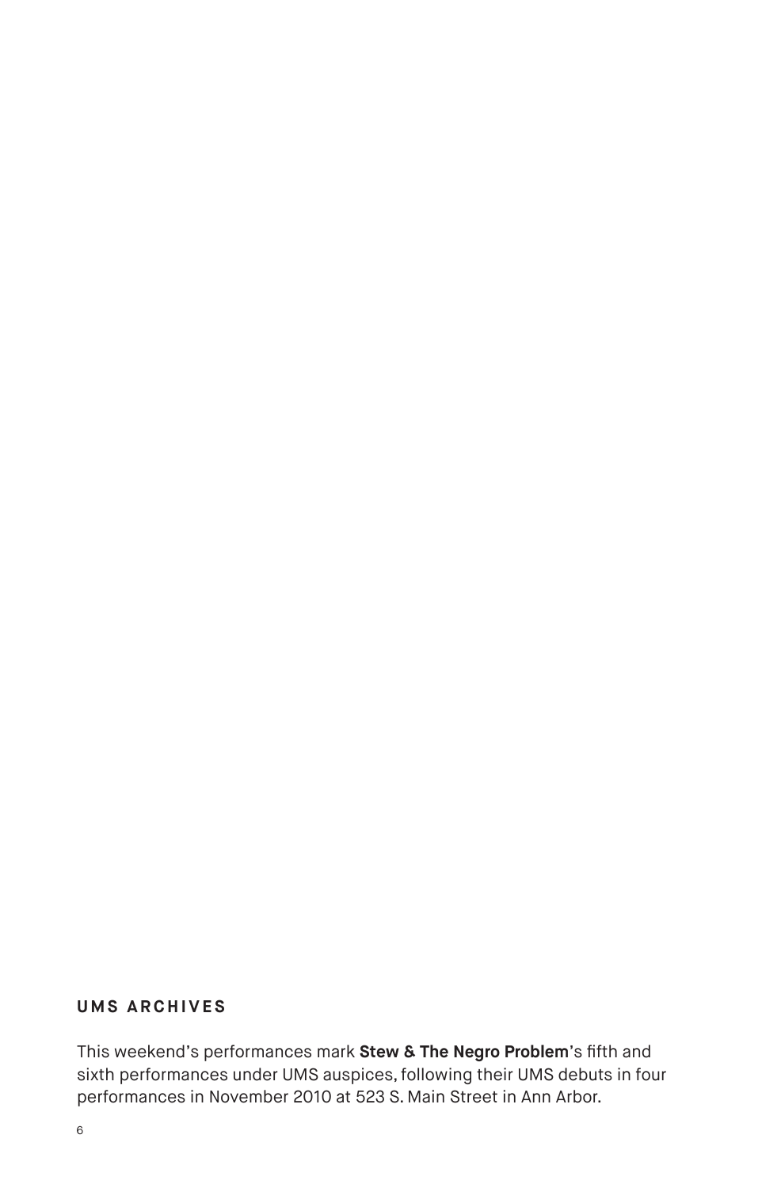## UMS ARCHIVES

This weekend's performances mark **Stew & The Negro Problem**'s fifth and sixth performances under UMS auspices, following their UMS debuts in four performances in November 2010 at 523 S. Main Street in Ann Arbor.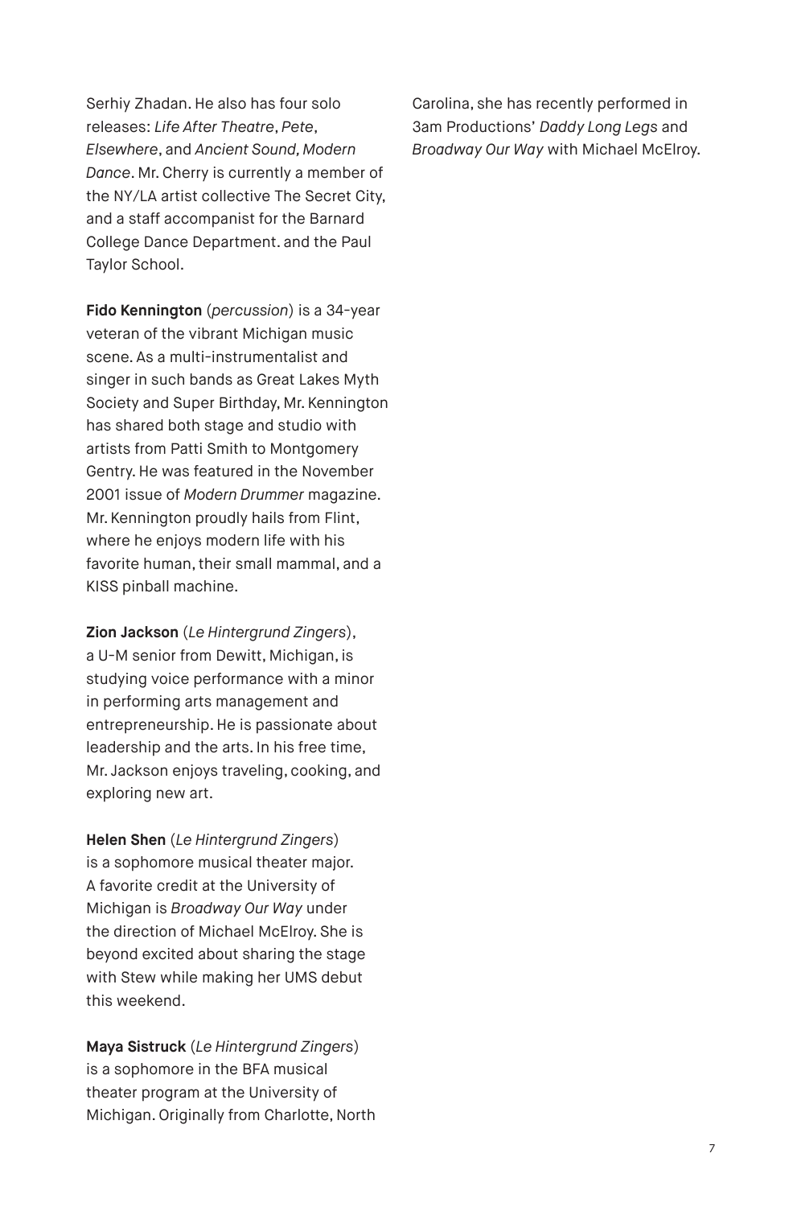Serhiy Zhadan. He also has four solo releases: *Life After Theatre*, *Pete*, *Elsewhere*, and *Ancient Sound, Modern Dance*. Mr. Cherry is currently a member of the NY/LA artist collective The Secret City, and a staff accompanist for the Barnard College Dance Department. and the Paul Taylor School.

**Fido Kennington** (*percussion*) is a 34-year veteran of the vibrant Michigan music scene. As a multi-instrumentalist and singer in such bands as Great Lakes Myth Society and Super Birthday, Mr. Kennington has shared both stage and studio with artists from Patti Smith to Montgomery Gentry. He was featured in the November 2001 issue of *Modern Drummer* magazine. Mr. Kennington proudly hails from Flint, where he enjoys modern life with his favorite human, their small mammal, and a KISS pinball machine.

**Zion Jackson** (*Le Hintergrund Zingers*), a U-M senior from Dewitt, Michigan, is studying voice performance with a minor in performing arts management and entrepreneurship. He is passionate about leadership and the arts. In his free time, Mr. Jackson enjoys traveling, cooking, and exploring new art.

**Helen Shen** (*Le Hintergrund Zingers*) is a sophomore musical theater major. A favorite credit at the University of Michigan is *Broadway Our Way* under the direction of Michael McElroy. She is beyond excited about sharing the stage with Stew while making her UMS debut this weekend.

**Maya Sistruck** (*Le Hintergrund Zingers*) is a sophomore in the BFA musical theater program at the University of Michigan. Originally from Charlotte, North Carolina, she has recently performed in 3am Productions' *Daddy Long Legs* and *Broadway Our Way* with Michael McElroy.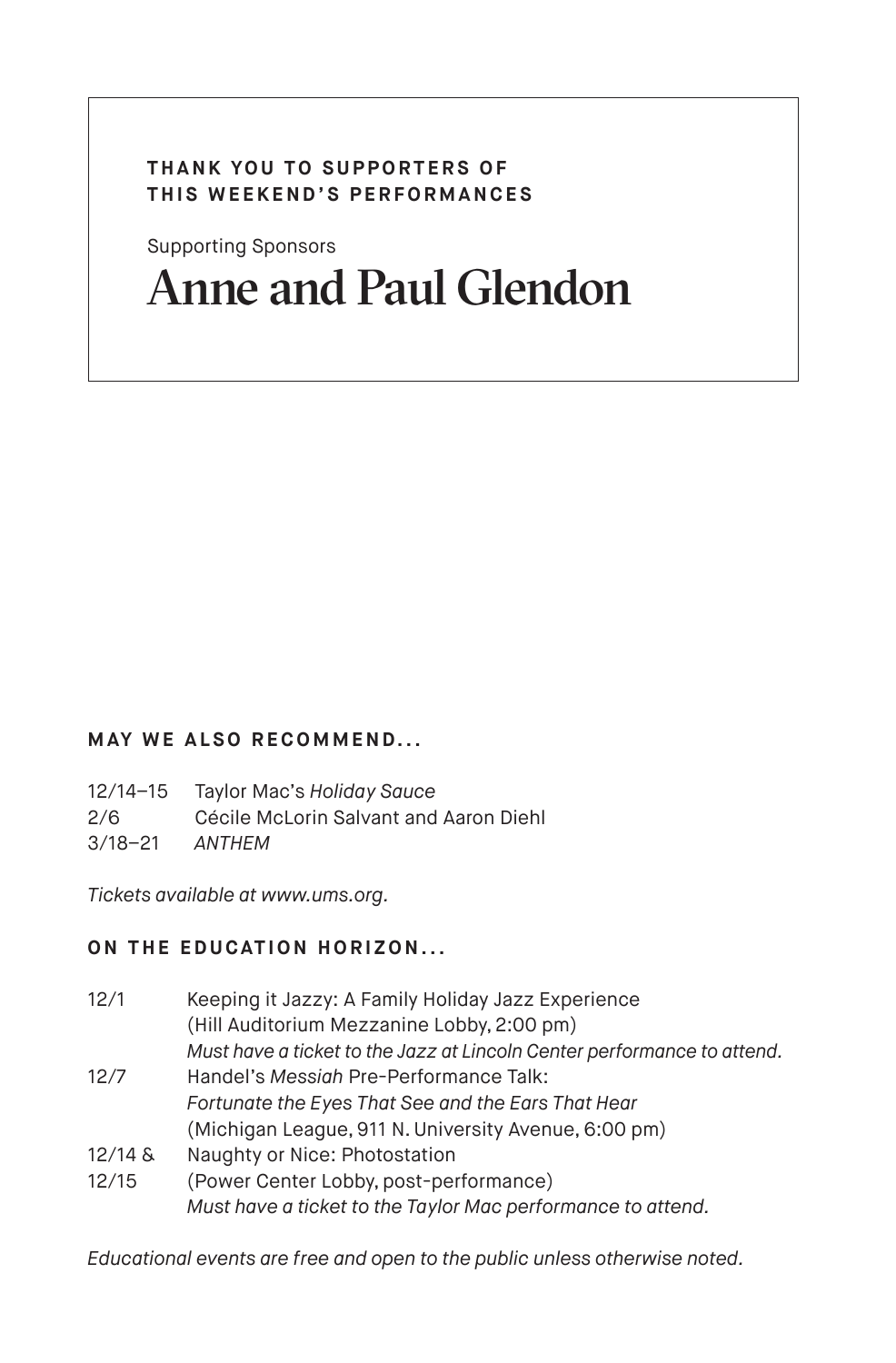**THANK YOU TO SUPPORTERS OF THIS WEEKEND'S PERFORMANCES**

Supporting Sponsors

# Anne and Paul Glendon

**MAY WE ALSO RECOMMEND...**

| | |
|---|---|
| 12/14–15 | Taylor Mac's *Holiday Sauce* |
| 2/6 | Cécile McLorin Salvant and Aaron Diehl |
| 3/18–21 | *ANTHEM* |

*Tickets available at www.ums.org.*

**ON THE EDUCATION HORIZON...**

| | |
|---|---|
| 12/1 | Keeping it Jazzy: A Family Holiday Jazz Experience<br>(Hill Auditorium Mezzanine Lobby, 2:00 pm)<br>*Must have a ticket to the Jazz at Lincoln Center performance to attend.* |
| 12/7 | Handel's *Messiah* Pre-Performance Talk:<br>*Fortunate the Eyes That See and the Ears That Hear*<br>(Michigan League, 911 N. University Avenue, 6:00 pm) |
| 12/14 & 12/15 | Naughty or Nice: Photostation<br>(Power Center Lobby, post-performance)<br>*Must have a ticket to the Taylor Mac performance to attend.* |

*Educational events are free and open to the public unless otherwise noted.*